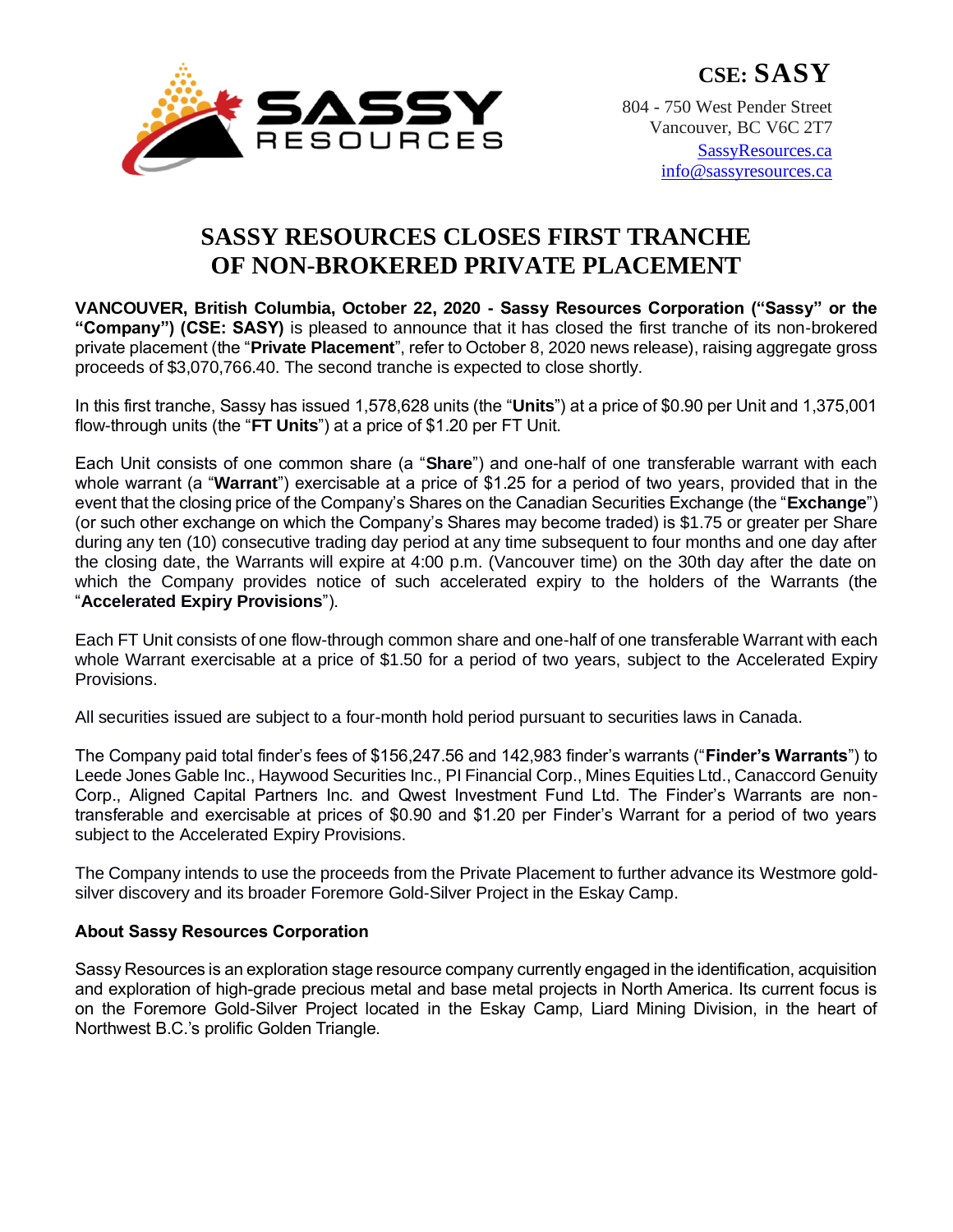**CSE: SASSY**

804 - 750 West Pender Street
Vancouver, BC V6C 2T7
SassyResources.ca
info@sassyresources.ca

# SASSY RESOURCES CLOSES FIRST TRANCHE OF NON-BROKERED PRIVATE PLACEMENT

**VANCOUVER, British Columbia, October 22, 2020 - Sassy Resources Corporation ("Sassy" or the "Company") (CSE: SASY)** is pleased to announce that it has closed the first tranche of its non-brokered private placement (the "**Private Placement**", refer to October 8, 2020 news release), raising aggregate gross proceeds of $3,070,766.40. The second tranche is expected to close shortly.

In this first tranche, Sassy has issued 1,578,628 units (the "**Units**") at a price of $0.90 per Unit and 1,375,001 flow-through units (the "**FT Units**") at a price of $1.20 per FT Unit.

Each Unit consists of one common share (a "**Share**") and one-half of one transferable warrant with each whole warrant (a "**Warrant**") exercisable at a price of $1.25 for a period of two years, provided that in the event that the closing price of the Company's Shares on the Canadian Securities Exchange (the "**Exchange**") (or such other exchange on which the Company's Shares may become traded) is $1.75 or greater per Share during any ten (10) consecutive trading day period at any time subsequent to four months and one day after the closing date, the Warrants will expire at 4:00 p.m. (Vancouver time) on the 30th day after the date on which the Company provides notice of such accelerated expiry to the holders of the Warrants (the "**Accelerated Expiry Provisions**").

Each FT Unit consists of one flow-through common share and one-half of one transferable Warrant with each whole Warrant exercisable at a price of $1.50 for a period of two years, subject to the Accelerated Expiry Provisions.

All securities issued are subject to a four-month hold period pursuant to securities laws in Canada.

The Company paid total finder's fees of $156,247.56 and 142,983 finder's warrants ("**Finder's Warrants**") to Leede Jones Gable Inc., Haywood Securities Inc., PI Financial Corp., Mines Equities Ltd., Canaccord Genuity Corp., Aligned Capital Partners Inc. and Qwest Investment Fund Ltd. The Finder's Warrants are non-transferable and exercisable at prices of $0.90 and $1.20 per Finder's Warrant for a period of two years subject to the Accelerated Expiry Provisions.

The Company intends to use the proceeds from the Private Placement to further advance its Westmore gold-silver discovery and its broader Foremore Gold-Silver Project in the Eskay Camp.

### About Sassy Resources Corporation

Sassy Resources is an exploration stage resource company currently engaged in the identification, acquisition and exploration of high-grade precious metal and base metal projects in North America. Its current focus is on the Foremore Gold-Silver Project located in the Eskay Camp, Liard Mining Division, in the heart of Northwest B.C.'s prolific Golden Triangle.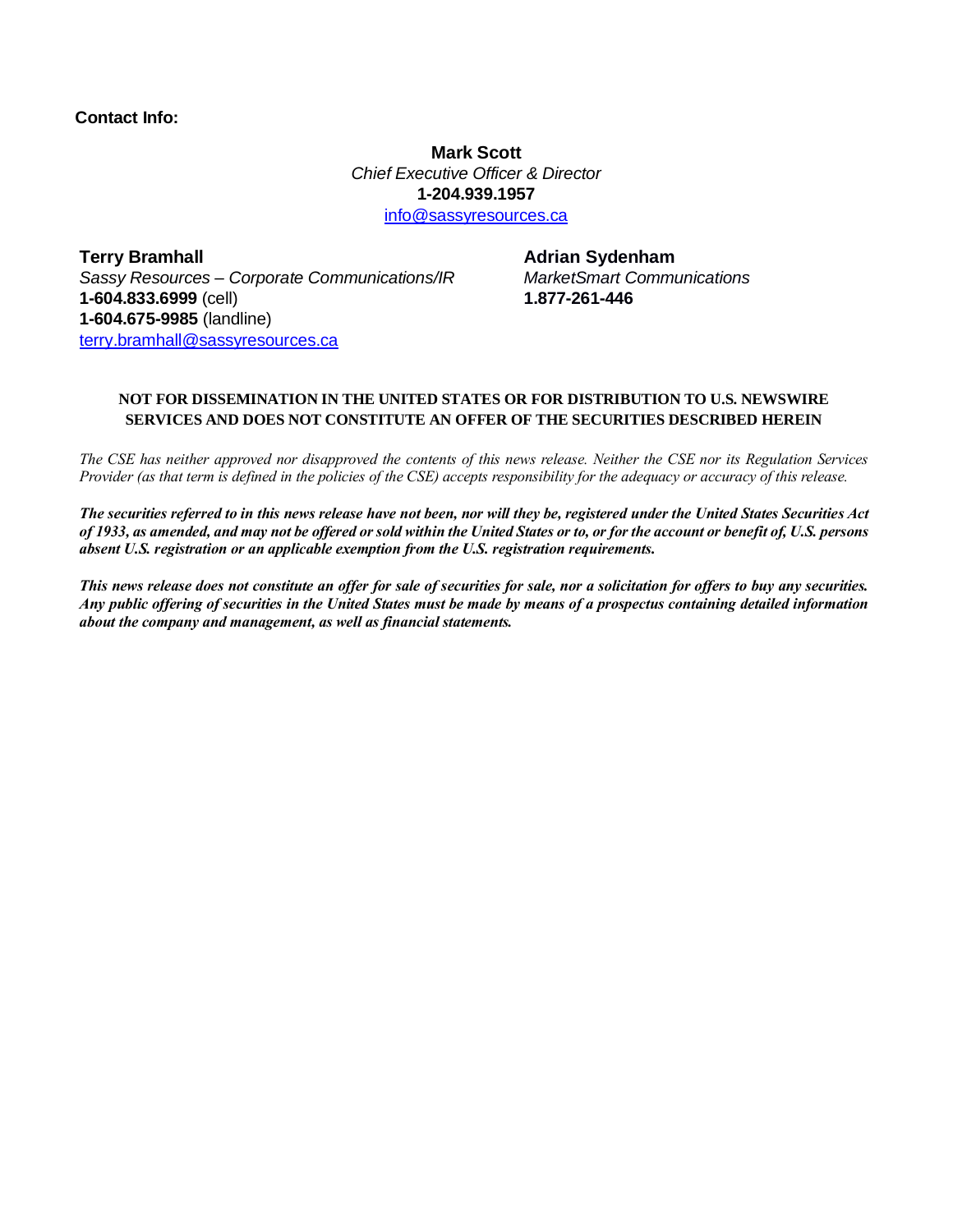**Contact Info:**

**Mark Scott**
*Chief Executive Officer & Director*
**1-204.939.1957**
info@sassyresources.ca

**Terry Bramhall**
*Sassy Resources – Corporate Communications/IR*
**1-604.833.6999** (cell)
**1-604.675-9985** (landline)
terry.bramhall@sassyresources.ca

**Adrian Sydenham**
*MarketSmart Communications*
**1.877-261-446**

**NOT FOR DISSEMINATION IN THE UNITED STATES OR FOR DISTRIBUTION TO U.S. NEWSWIRE SERVICES AND DOES NOT CONSTITUTE AN OFFER OF THE SECURITIES DESCRIBED HEREIN**

*The CSE has neither approved nor disapproved the contents of this news release. Neither the CSE nor its Regulation Services Provider (as that term is defined in the policies of the CSE) accepts responsibility for the adequacy or accuracy of this release.*

***The securities referred to in this news release have not been, nor will they be, registered under the United States Securities Act of 1933, as amended, and may not be offered or sold within the United States or to, or for the account or benefit of, U.S. persons absent U.S. registration or an applicable exemption from the U.S. registration requirements.***

***This news release does not constitute an offer for sale of securities for sale, nor a solicitation for offers to buy any securities. Any public offering of securities in the United States must be made by means of a prospectus containing detailed information about the company and management, as well as financial statements.***